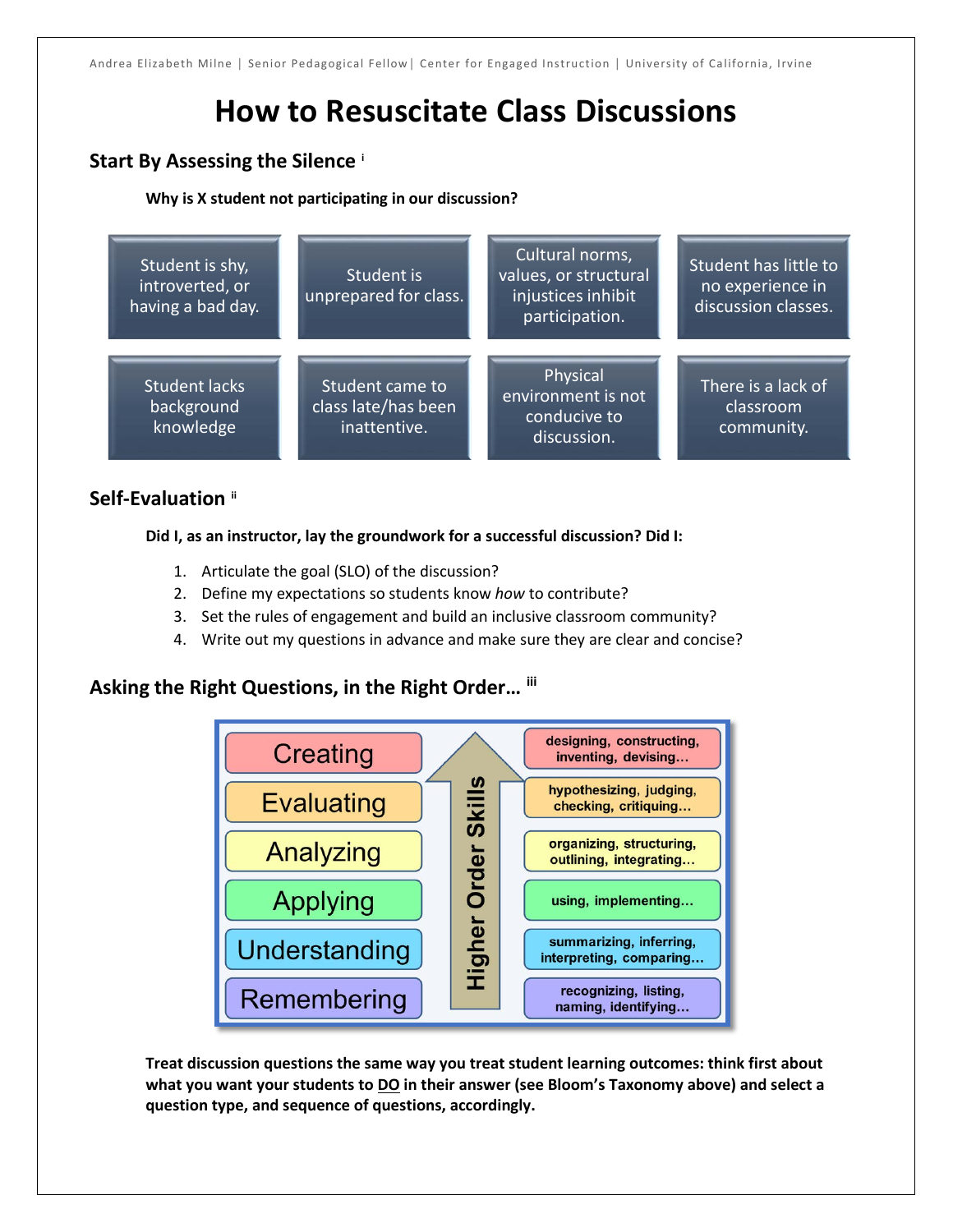Andrea Elizabeth Milne | Senior Pedagogical Fellow | Center for Engaged Instruction | University of California, Irvine

# How to Resuscitate Class Discussions

## Start By Assessing the Silence [i]

**Why is X student not participating in our discussion?**

| | | | |
|---|---|---|---|
| Student is shy, introverted, or having a bad day. | Student is unprepared for class. | Cultural norms, values, or structural injustices inhibit participation. | Student has little to no experience in discussion classes. |
| Student lacks background knowledge | Student came to class late/has been inattentive. | Physical environment is not conducive to discussion. | There is a lack of classroom community. |

## Self-Evaluation [ii]

**Did I, as an instructor, lay the groundwork for a successful discussion? Did I:**

1. Articulate the goal (SLO) of the discussion?
2. Define my expectations so students know *how* to contribute?
3. Set the rules of engagement and build an inclusive classroom community?
4. Write out my questions in advance and make sure they are clear and concise?

## Asking the Right Questions, in the Right Order… [iii]

Higher Order Skills (↑)

| Level | Examples |
|---|---|
| Creating | designing, constructing, inventing, devising… |
| Evaluating | hypothesizing, judging, checking, critiquing… |
| Analyzing | organizing, structuring, outlining, integrating… |
| Applying | using, implementing… |
| Understanding | summarizing, inferring, interpreting, comparing… |
| Remembering | recognizing, listing, naming, identifying… |

**Treat discussion questions the same way you treat student learning outcomes: think first about what you want your students to <u>DO</u> in their answer (see Bloom's Taxonomy above) and select a question type, and sequence of questions, accordingly.**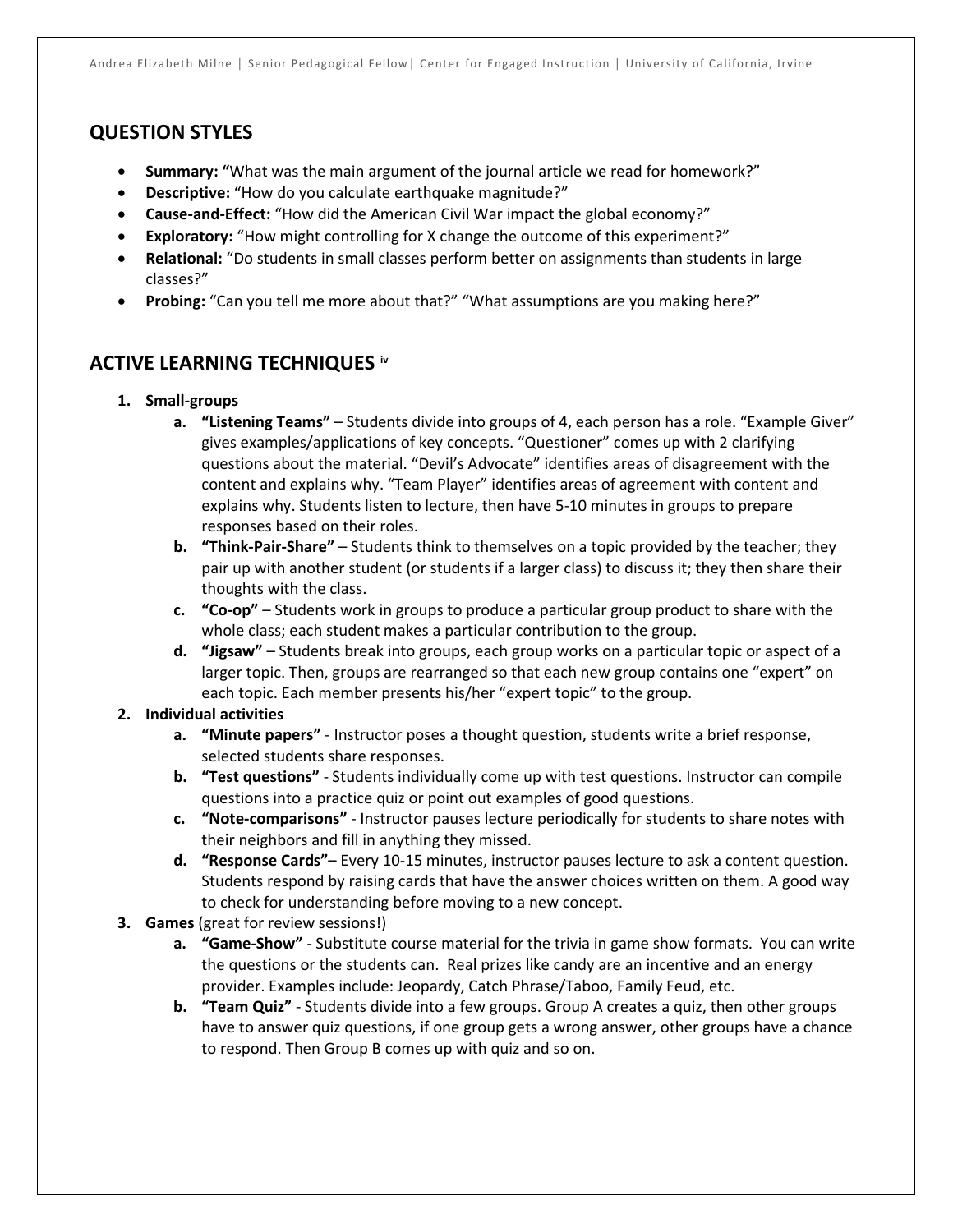## QUESTION STYLES

- **Summary:** "What was the main argument of the journal article we read for homework?"
- **Descriptive:** "How do you calculate earthquake magnitude?"
- **Cause-and-Effect:** "How did the American Civil War impact the global economy?"
- **Exploratory:** "How might controlling for X change the outcome of this experiment?"
- **Relational:** "Do students in small classes perform better on assignments than students in large classes?"
- **Probing:** "Can you tell me more about that?" "What assumptions are you making here?"

## ACTIVE LEARNING TECHNIQUES [iv]

1. **Small-groups**
    a. **"Listening Teams"** – Students divide into groups of 4, each person has a role. "Example Giver" gives examples/applications of key concepts. "Questioner" comes up with 2 clarifying questions about the material. "Devil's Advocate" identifies areas of disagreement with the content and explains why. "Team Player" identifies areas of agreement with content and explains why. Students listen to lecture, then have 5-10 minutes in groups to prepare responses based on their roles.
    b. **"Think-Pair-Share"** – Students think to themselves on a topic provided by the teacher; they pair up with another student (or students if a larger class) to discuss it; they then share their thoughts with the class.
    c. **"Co-op"** – Students work in groups to produce a particular group product to share with the whole class; each student makes a particular contribution to the group.
    d. **"Jigsaw"** – Students break into groups, each group works on a particular topic or aspect of a larger topic. Then, groups are rearranged so that each new group contains one "expert" on each topic. Each member presents his/her "expert topic" to the group.
2. **Individual activities**
    a. **"Minute papers"** - Instructor poses a thought question, students write a brief response, selected students share responses.
    b. **"Test questions"** - Students individually come up with test questions. Instructor can compile questions into a practice quiz or point out examples of good questions.
    c. **"Note-comparisons"** - Instructor pauses lecture periodically for students to share notes with their neighbors and fill in anything they missed.
    d. **"Response Cards"**– Every 10-15 minutes, instructor pauses lecture to ask a content question. Students respond by raising cards that have the answer choices written on them. A good way to check for understanding before moving to a new concept.
3. **Games** (great for review sessions!)
    a. **"Game-Show"** - Substitute course material for the trivia in game show formats. You can write the questions or the students can. Real prizes like candy are an incentive and an energy provider. Examples include: Jeopardy, Catch Phrase/Taboo, Family Feud, etc.
    b. **"Team Quiz"** - Students divide into a few groups. Group A creates a quiz, then other groups have to answer quiz questions, if one group gets a wrong answer, other groups have a chance to respond. Then Group B comes up with quiz and so on.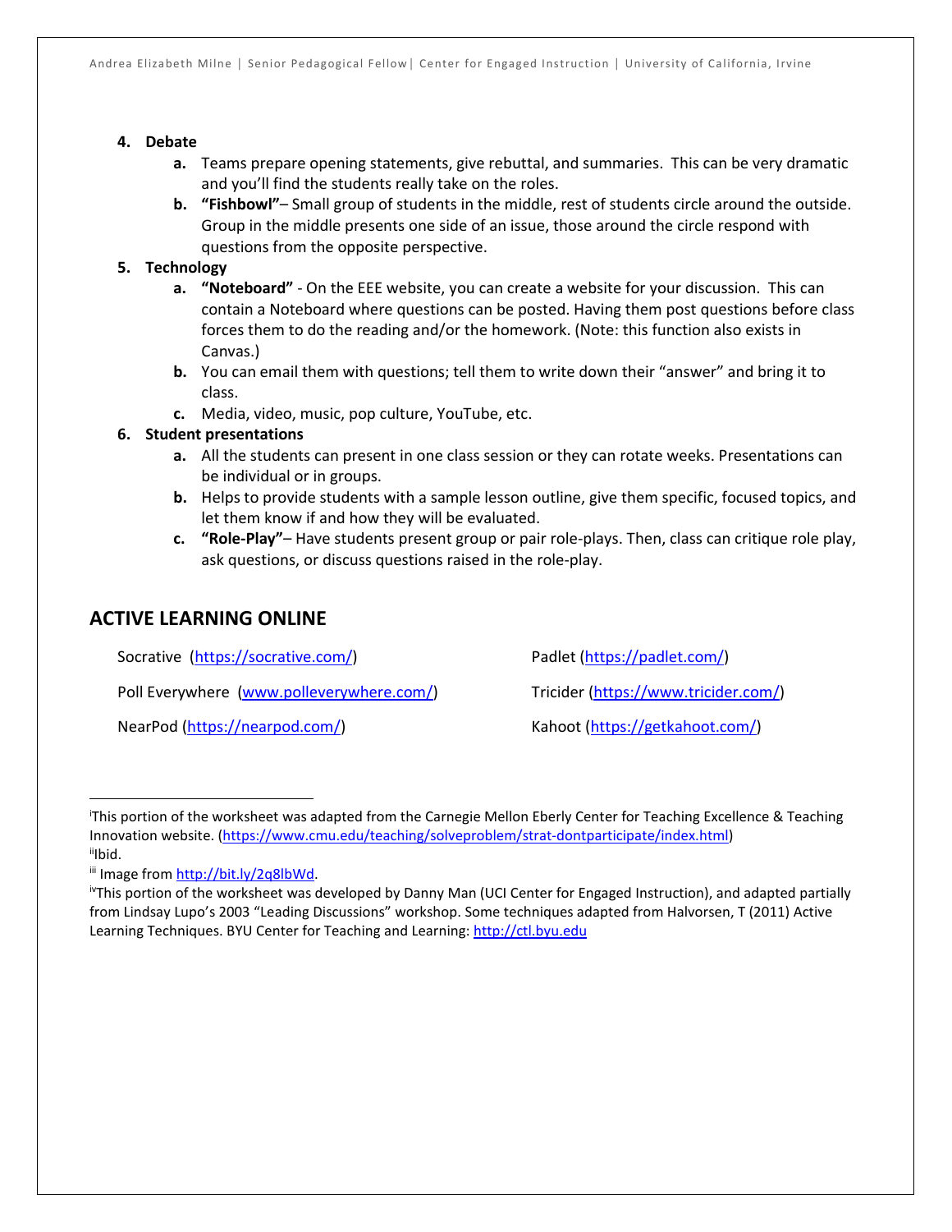4. **Debate**
    a. Teams prepare opening statements, give rebuttal, and summaries. This can be very dramatic and you'll find the students really take on the roles.
    b. **"Fishbowl"**– Small group of students in the middle, rest of students circle around the outside. Group in the middle presents one side of an issue, those around the circle respond with questions from the opposite perspective.
5. **Technology**
    a. **"Noteboard"** - On the EEE website, you can create a website for your discussion. This can contain a Noteboard where questions can be posted. Having them post questions before class forces them to do the reading and/or the homework. (Note: this function also exists in Canvas.)
    b. You can email them with questions; tell them to write down their "answer" and bring it to class.
    c. Media, video, music, pop culture, YouTube, etc.
6. **Student presentations**
    a. All the students can present in one class session or they can rotate weeks. Presentations can be individual or in groups.
    b. Helps to provide students with a sample lesson outline, give them specific, focused topics, and let them know if and how they will be evaluated.
    c. **"Role-Play"**– Have students present group or pair role-plays. Then, class can critique role play, ask questions, or discuss questions raised in the role-play.

## ACTIVE LEARNING ONLINE

Socrative (https://socrative.com/)

Poll Everywhere (www.polleverywhere.com/)

NearPod (https://nearpod.com/)

Padlet (https://padlet.com/)

Tricider (https://www.tricider.com/)

Kahoot (https://getkahoot.com/)

---

[i] This portion of the worksheet was adapted from the Carnegie Mellon Eberly Center for Teaching Excellence & Teaching Innovation website. (https://www.cmu.edu/teaching/solveproblem/strat-dontparticipate/index.html)

[ii] Ibid.

[iii] Image from http://bit.ly/2q8lbWd.

[iv] This portion of the worksheet was developed by Danny Man (UCI Center for Engaged Instruction), and adapted partially from Lindsay Lupo's 2003 "Leading Discussions" workshop. Some techniques adapted from Halvorsen, T (2011) Active Learning Techniques. BYU Center for Teaching and Learning: http://ctl.byu.edu